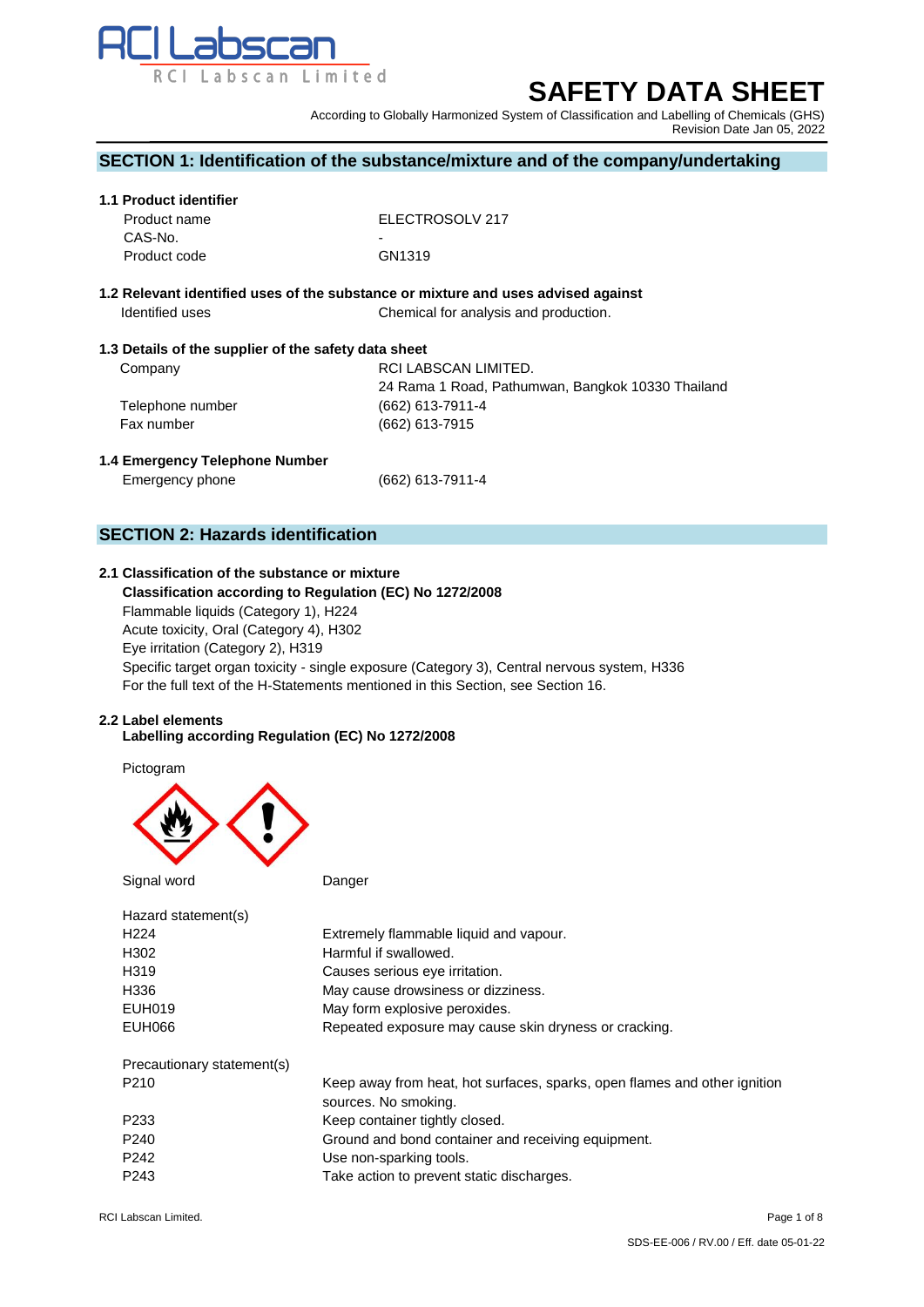RCI Labscan

RCI Labscan Limited

# SAFETY DATA SHEET

According to Globally Harmonized System of Classification and Labelling of Chemicals (GHS)
Revision Date Jan 05, 2022

## SECTION 1: Identification of the substance/mixture and of the company/undertaking

### 1.1 Product identifier

| | |
|---|---|
| Product name | ELECTROSOLV 217 |
| CAS-No. | - |
| Product code | GN1319 |

### 1.2 Relevant identified uses of the substance or mixture and uses advised against

| | |
|---|---|
| Identified uses | Chemical for analysis and production. |

### 1.3 Details of the supplier of the safety data sheet

| | |
|---|---|
| Company | RCI LABSCAN LIMITED.<br>24 Rama 1 Road, Pathumwan, Bangkok 10330 Thailand |
| Telephone number | (662) 613-7911-4 |
| Fax number | (662) 613-7915 |

### 1.4 Emergency Telephone Number

| | |
|---|---|
| Emergency phone | (662) 613-7911-4 |

## SECTION 2: Hazards identification

### 2.1 Classification of the substance or mixture

**Classification according to Regulation (EC) No 1272/2008**

Flammable liquids (Category 1), H224
Acute toxicity, Oral (Category 4), H302
Eye irritation (Category 2), H319
Specific target organ toxicity - single exposure (Category 3), Central nervous system, H336
For the full text of the H-Statements mentioned in this Section, see Section 16.

### 2.2 Label elements

**Labelling according Regulation (EC) No 1272/2008**

Pictogram

Signal word: Danger

Hazard statement(s)

| | |
|---|---|
| H224 | Extremely flammable liquid and vapour. |
| H302 | Harmful if swallowed. |
| H319 | Causes serious eye irritation. |
| H336 | May cause drowsiness or dizziness. |
| EUH019 | May form explosive peroxides. |
| EUH066 | Repeated exposure may cause skin dryness or cracking. |

Precautionary statement(s)

| | |
|---|---|
| P210 | Keep away from heat, hot surfaces, sparks, open flames and other ignition sources. No smoking. |
| P233 | Keep container tightly closed. |
| P240 | Ground and bond container and receiving equipment. |
| P242 | Use non-sparking tools. |
| P243 | Take action to prevent static discharges. |

RCI Labscan Limited.

SDS-EE-006 / RV.00 / Eff. date 05-01-22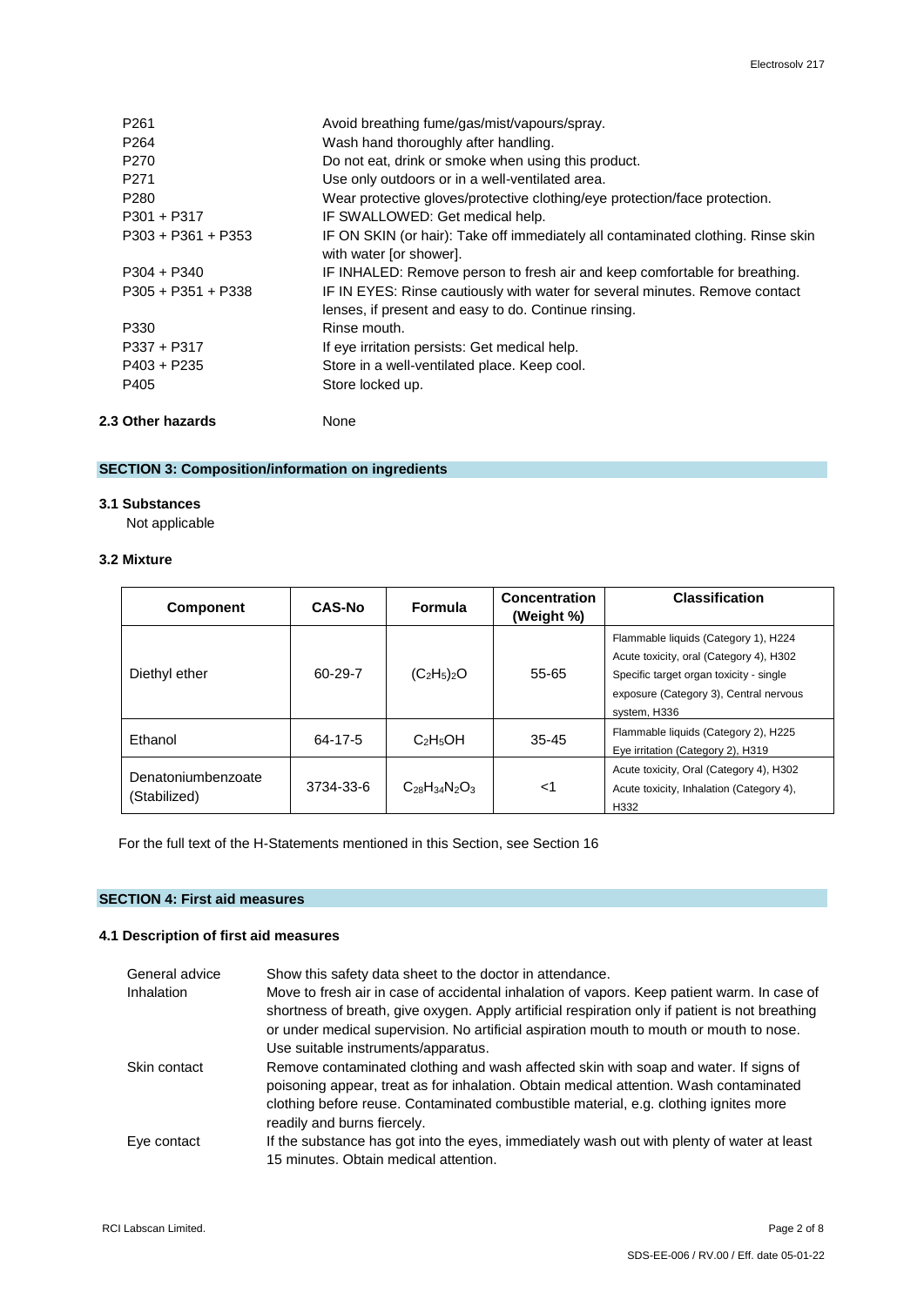| | |
|---|---|
| P261 | Avoid breathing fume/gas/mist/vapours/spray. |
| P264 | Wash hand thoroughly after handling. |
| P270 | Do not eat, drink or smoke when using this product. |
| P271 | Use only outdoors or in a well-ventilated area. |
| P280 | Wear protective gloves/protective clothing/eye protection/face protection. |
| P301 + P317 | IF SWALLOWED: Get medical help. |
| P303 + P361 + P353 | IF ON SKIN (or hair): Take off immediately all contaminated clothing. Rinse skin with water [or shower]. |
| P304 + P340 | IF INHALED: Remove person to fresh air and keep comfortable for breathing. |
| P305 + P351 + P338 | IF IN EYES: Rinse cautiously with water for several minutes. Remove contact lenses, if present and easy to do. Continue rinsing. |
| P330 | Rinse mouth. |
| P337 + P317 | If eye irritation persists: Get medical help. |
| P403 + P235 | Store in a well-ventilated place. Keep cool. |
| P405 | Store locked up. |

**2.3 Other hazards** None

## SECTION 3: Composition/information on ingredients

### 3.1 Substances

Not applicable

### 3.2 Mixture

| Component | CAS-No | Formula | Concentration (Weight %) | Classification |
|---|---|---|---|---|
| Diethyl ether | 60-29-7 | $(C_2H_5)_2O$ | 55-65 | Flammable liquids (Category 1), H224<br>Acute toxicity, oral (Category 4), H302<br>Specific target organ toxicity - single exposure (Category 3), Central nervous system, H336 |
| Ethanol | 64-17-5 | $C_2H_5OH$ | 35-45 | Flammable liquids (Category 2), H225<br>Eye irritation (Category 2), H319 |
| Denatoniumbenzoate (Stabilized) | 3734-33-6 | $C_{28}H_{34}N_2O_3$ | <1 | Acute toxicity, Oral (Category 4), H302<br>Acute toxicity, Inhalation (Category 4), H332 |

For the full text of the H-Statements mentioned in this Section, see Section 16

## SECTION 4: First aid measures

### 4.1 Description of first aid measures

| | |
|---|---|
| General advice | Show this safety data sheet to the doctor in attendance. |
| Inhalation | Move to fresh air in case of accidental inhalation of vapors. Keep patient warm. In case of shortness of breath, give oxygen. Apply artificial respiration only if patient is not breathing or under medical supervision. No artificial aspiration mouth to mouth or mouth to nose. Use suitable instruments/apparatus. |
| Skin contact | Remove contaminated clothing and wash affected skin with soap and water. If signs of poisoning appear, treat as for inhalation. Obtain medical attention. Wash contaminated clothing before reuse. Contaminated combustible material, e.g. clothing ignites more readily and burns fiercely. |
| Eye contact | If the substance has got into the eyes, immediately wash out with plenty of water at least 15 minutes. Obtain medical attention. |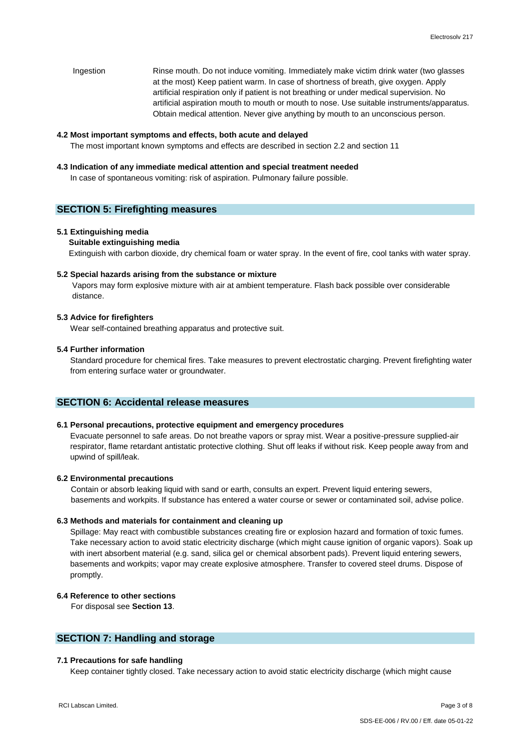Ingestion Rinse mouth. Do not induce vomiting. Immediately make victim drink water (two glasses at the most) Keep patient warm. In case of shortness of breath, give oxygen. Apply artificial respiration only if patient is not breathing or under medical supervision. No artificial aspiration mouth to mouth or mouth to nose. Use suitable instruments/apparatus. Obtain medical attention. Never give anything by mouth to an unconscious person.

**4.2 Most important symptoms and effects, both acute and delayed**

The most important known symptoms and effects are described in section 2.2 and section 11

**4.3 Indication of any immediate medical attention and special treatment needed**

In case of spontaneous vomiting: risk of aspiration. Pulmonary failure possible.

## SECTION 5: Firefighting measures

**5.1 Extinguishing media**

**Suitable extinguishing media**

Extinguish with carbon dioxide, dry chemical foam or water spray. In the event of fire, cool tanks with water spray.

**5.2 Special hazards arising from the substance or mixture**

Vapors may form explosive mixture with air at ambient temperature. Flash back possible over considerable distance.

**5.3 Advice for firefighters**

Wear self-contained breathing apparatus and protective suit.

**5.4 Further information**

Standard procedure for chemical fires. Take measures to prevent electrostatic charging. Prevent firefighting water from entering surface water or groundwater.

## SECTION 6: Accidental release measures

**6.1 Personal precautions, protective equipment and emergency procedures**

Evacuate personnel to safe areas. Do not breathe vapors or spray mist. Wear a positive-pressure supplied-air respirator, flame retardant antistatic protective clothing. Shut off leaks if without risk. Keep people away from and upwind of spill/leak.

**6.2 Environmental precautions**

Contain or absorb leaking liquid with sand or earth, consults an expert. Prevent liquid entering sewers, basements and workpits. If substance has entered a water course or sewer or contaminated soil, advise police.

**6.3 Methods and materials for containment and cleaning up**

Spillage: May react with combustible substances creating fire or explosion hazard and formation of toxic fumes. Take necessary action to avoid static electricity discharge (which might cause ignition of organic vapors). Soak up with inert absorbent material (e.g. sand, silica gel or chemical absorbent pads). Prevent liquid entering sewers, basements and workpits; vapor may create explosive atmosphere. Transfer to covered steel drums. Dispose of promptly.

**6.4 Reference to other sections**

For disposal see **Section 13**.

## SECTION 7: Handling and storage

**7.1 Precautions for safe handling**

Keep container tightly closed. Take necessary action to avoid static electricity discharge (which might cause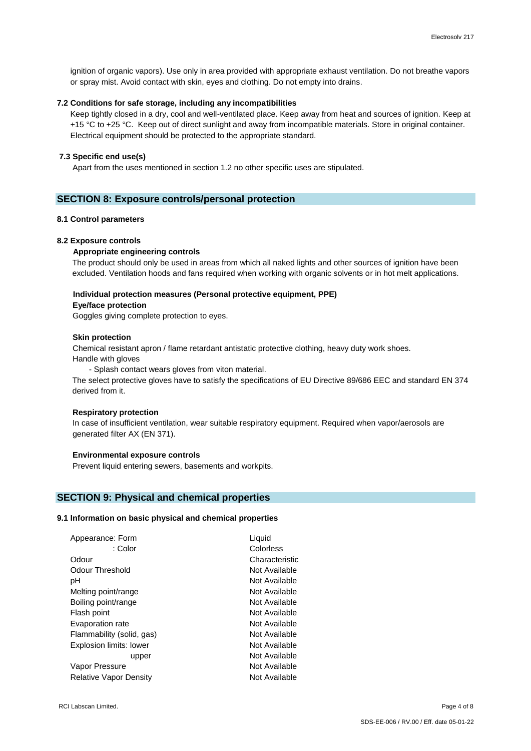ignition of organic vapors). Use only in area provided with appropriate exhaust ventilation. Do not breathe vapors or spray mist. Avoid contact with skin, eyes and clothing. Do not empty into drains.

### 7.2 Conditions for safe storage, including any incompatibilities

Keep tightly closed in a dry, cool and well-ventilated place. Keep away from heat and sources of ignition. Keep at +15 °C to +25 °C. Keep out of direct sunlight and away from incompatible materials. Store in original container. Electrical equipment should be protected to the appropriate standard.

### 7.3 Specific end use(s)

Apart from the uses mentioned in section 1.2 no other specific uses are stipulated.

## SECTION 8: Exposure controls/personal protection

### 8.1 Control parameters

### 8.2 Exposure controls

**Appropriate engineering controls**

The product should only be used in areas from which all naked lights and other sources of ignition have been excluded. Ventilation hoods and fans required when working with organic solvents or in hot melt applications.

**Individual protection measures (Personal protective equipment, PPE)**

**Eye/face protection**

Goggles giving complete protection to eyes.

**Skin protection**

Chemical resistant apron / flame retardant antistatic protective clothing, heavy duty work shoes.
Handle with gloves

- Splash contact wears gloves from viton material.

The select protective gloves have to satisfy the specifications of EU Directive 89/686 EEC and standard EN 374 derived from it.

**Respiratory protection**

In case of insufficient ventilation, wear suitable respiratory equipment. Required when vapor/aerosols are generated filter AX (EN 371).

**Environmental exposure controls**

Prevent liquid entering sewers, basements and workpits.

## SECTION 9: Physical and chemical properties

### 9.1 Information on basic physical and chemical properties

| Property | Value |
|---|---|
| Appearance: Form | Liquid |
| : Color | Colorless |
| Odour | Characteristic |
| Odour Threshold | Not Available |
| pH | Not Available |
| Melting point/range | Not Available |
| Boiling point/range | Not Available |
| Flash point | Not Available |
| Evaporation rate | Not Available |
| Flammability (solid, gas) | Not Available |
| Explosion limits: lower | Not Available |
| upper | Not Available |
| Vapor Pressure | Not Available |
| Relative Vapor Density | Not Available |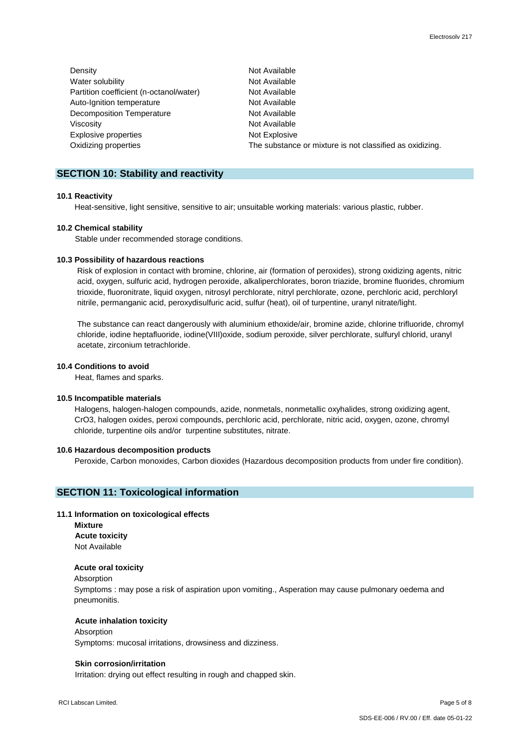| | |
|---|---|
| Density | Not Available |
| Water solubility | Not Available |
| Partition coefficient (n-octanol/water) | Not Available |
| Auto-Ignition temperature | Not Available |
| Decomposition Temperature | Not Available |
| Viscosity | Not Available |
| Explosive properties | Not Explosive |
| Oxidizing properties | The substance or mixture is not classified as oxidizing. |

## SECTION 10: Stability and reactivity

### 10.1 Reactivity

Heat-sensitive, light sensitive, sensitive to air; unsuitable working materials: various plastic, rubber.

### 10.2 Chemical stability

Stable under recommended storage conditions.

### 10.3 Possibility of hazardous reactions

Risk of explosion in contact with bromine, chlorine, air (formation of peroxides), strong oxidizing agents, nitric acid, oxygen, sulfuric acid, hydrogen peroxide, alkaliperchlorates, boron triazide, bromine fluorides, chromium trioxide, fluoronitrate, liquid oxygen, nitrosyl perchlorate, nitryl perchlorate, ozone, perchloric acid, perchloryl nitrile, permanganic acid, peroxydisulfuric acid, sulfur (heat), oil of turpentine, uranyl nitrate/light.

The substance can react dangerously with aluminium ethoxide/air, bromine azide, chlorine trifluoride, chromyl chloride, iodine heptafluoride, iodine(VIII)oxide, sodium peroxide, silver perchlorate, sulfuryl chlorid, uranyl acetate, zirconium tetrachloride.

### 10.4 Conditions to avoid

Heat, flames and sparks.

### 10.5 Incompatible materials

Halogens, halogen-halogen compounds, azide, nonmetals, nonmetallic oxyhalides, strong oxidizing agent, $CrO_3$, halogen oxides, peroxi compounds, perchloric acid, perchlorate, nitric acid, oxygen, ozone, chromyl chloride, turpentine oils and/or turpentine substitutes, nitrate.

### 10.6 Hazardous decomposition products

Peroxide, Carbon monoxides, Carbon dioxides (Hazardous decomposition products from under fire condition).

## SECTION 11: Toxicological information

### 11.1 Information on toxicological effects

**Mixture**

**Acute toxicity**

Not Available

**Acute oral toxicity**

Absorption

Symptoms : may pose a risk of aspiration upon vomiting., Asperation may cause pulmonary oedema and pneumonitis.

**Acute inhalation toxicity**

Absorption

Symptoms: mucosal irritations, drowsiness and dizziness.

**Skin corrosion/irritation**

Irritation: drying out effect resulting in rough and chapped skin.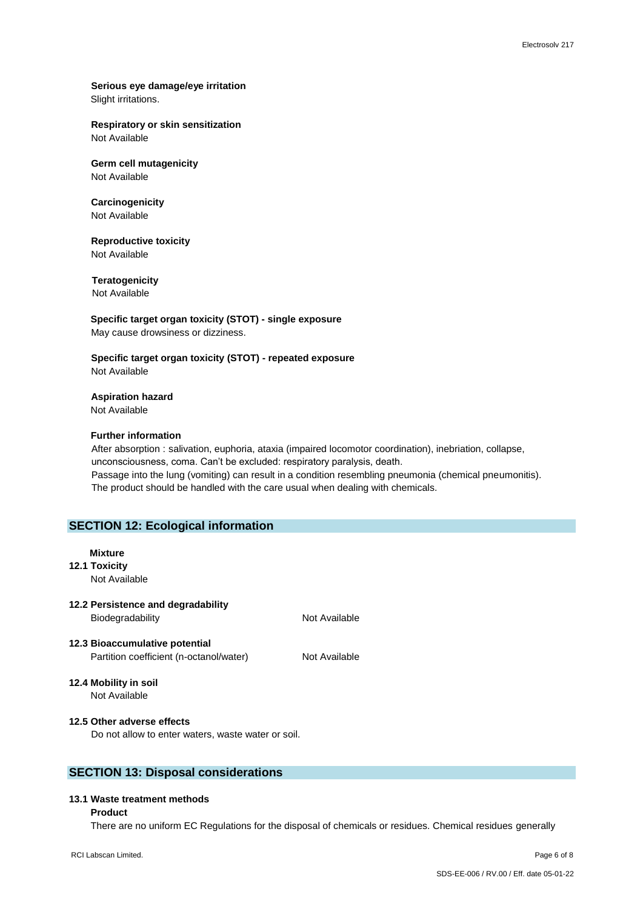**Serious eye damage/eye irritation**
Slight irritations.

**Respiratory or skin sensitization**
Not Available

**Germ cell mutagenicity**
Not Available

**Carcinogenicity**
Not Available

**Reproductive toxicity**
Not Available

**Teratogenicity**
Not Available

**Specific target organ toxicity (STOT) - single exposure**
May cause drowsiness or dizziness.

**Specific target organ toxicity (STOT) - repeated exposure**
Not Available

**Aspiration hazard**
Not Available

**Further information**
After absorption : salivation, euphoria, ataxia (impaired locomotor coordination), inebriation, collapse, unconsciousness, coma. Can't be excluded: respiratory paralysis, death.
Passage into the lung (vomiting) can result in a condition resembling pneumonia (chemical pneumonitis).
The product should be handled with the care usual when dealing with chemicals.

## SECTION 12: Ecological information

**Mixture**

**12.1 Toxicity**
Not Available

**12.2 Persistence and degradability**

| | |
|---|---|
| Biodegradability | Not Available |

**12.3 Bioaccumulative potential**

| | |
|---|---|
| Partition coefficient (n-octanol/water) | Not Available |

**12.4 Mobility in soil**
Not Available

**12.5 Other adverse effects**
Do not allow to enter waters, waste water or soil.

## SECTION 13: Disposal considerations

**13.1 Waste treatment methods**

**Product**
There are no uniform EC Regulations for the disposal of chemicals or residues. Chemical residues generally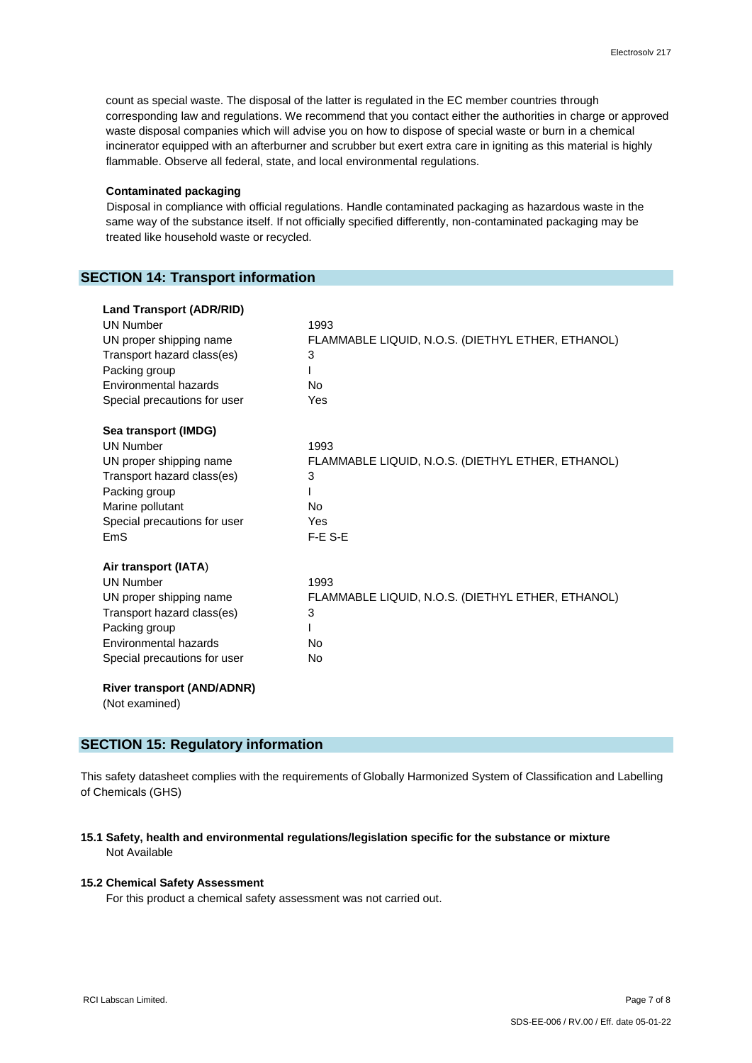count as special waste. The disposal of the latter is regulated in the EC member countries through corresponding law and regulations. We recommend that you contact either the authorities in charge or approved waste disposal companies which will advise you on how to dispose of special waste or burn in a chemical incinerator equipped with an afterburner and scrubber but exert extra care in igniting as this material is highly flammable. Observe all federal, state, and local environmental regulations.

**Contaminated packaging**

Disposal in compliance with official regulations. Handle contaminated packaging as hazardous waste in the same way of the substance itself. If not officially specified differently, non-contaminated packaging may be treated like household waste or recycled.

## SECTION 14: Transport information

**Land Transport (ADR/RID)**

| | |
|---|---|
| UN Number | 1993 |
| UN proper shipping name | FLAMMABLE LIQUID, N.O.S. (DIETHYL ETHER, ETHANOL) |
| Transport hazard class(es) | 3 |
| Packing group | I |
| Environmental hazards | No |
| Special precautions for user | Yes |

**Sea transport (IMDG)**

| | |
|---|---|
| UN Number | 1993 |
| UN proper shipping name | FLAMMABLE LIQUID, N.O.S. (DIETHYL ETHER, ETHANOL) |
| Transport hazard class(es) | 3 |
| Packing group | I |
| Marine pollutant | No |
| Special precautions for user | Yes |
| EmS | F-E S-E |

**Air transport (IATA)**

| | |
|---|---|
| UN Number | 1993 |
| UN proper shipping name | FLAMMABLE LIQUID, N.O.S. (DIETHYL ETHER, ETHANOL) |
| Transport hazard class(es) | 3 |
| Packing group | I |
| Environmental hazards | No |
| Special precautions for user | No |

**River transport (AND/ADNR)**

(Not examined)

## SECTION 15: Regulatory information

This safety datasheet complies with the requirements of Globally Harmonized System of Classification and Labelling of Chemicals (GHS)

**15.1 Safety, health and environmental regulations/legislation specific for the substance or mixture**

Not Available

**15.2 Chemical Safety Assessment**

For this product a chemical safety assessment was not carried out.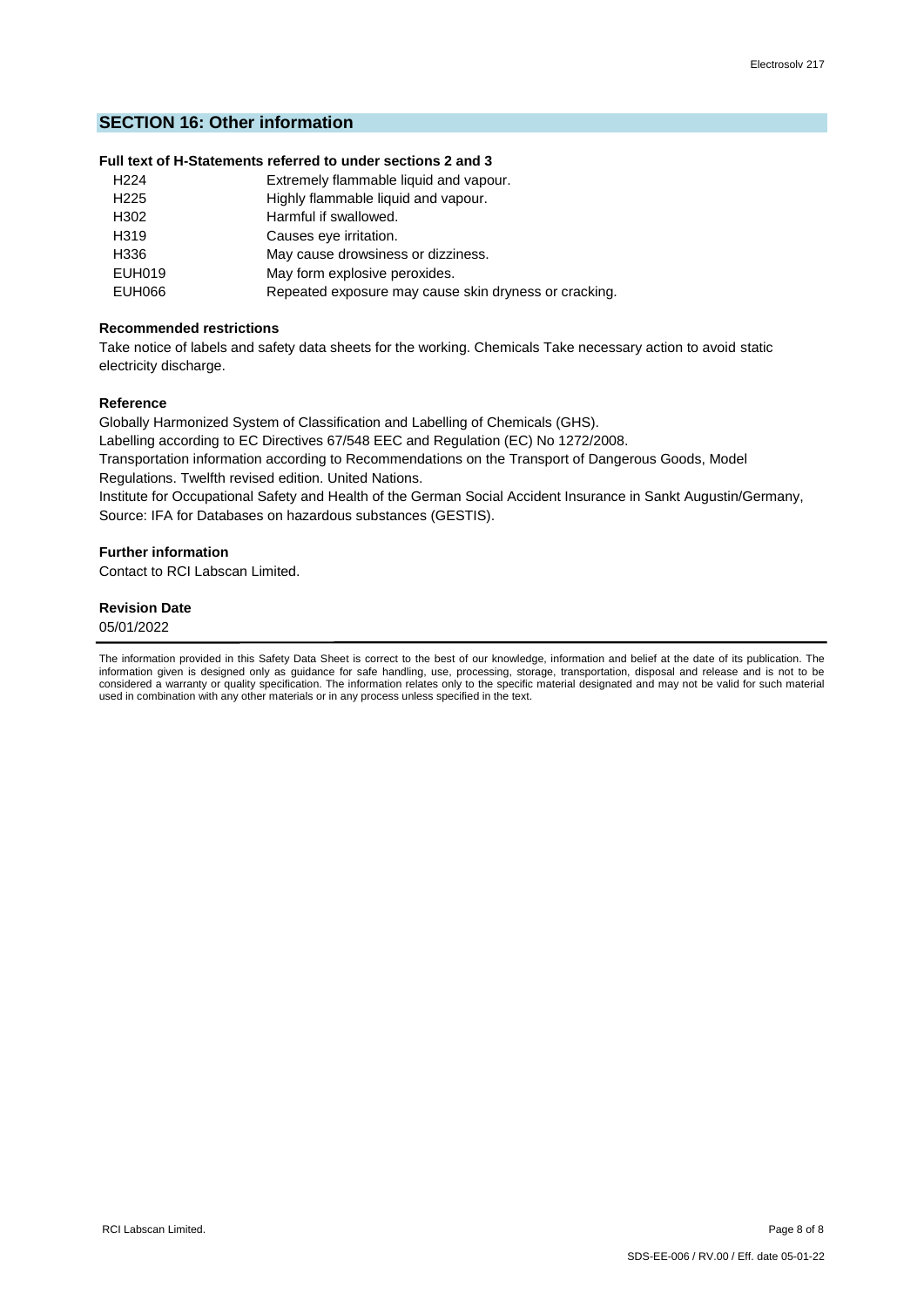## SECTION 16: Other information

**Full text of H-Statements referred to under sections 2 and 3**

| | |
|---|---|
| H224 | Extremely flammable liquid and vapour. |
| H225 | Highly flammable liquid and vapour. |
| H302 | Harmful if swallowed. |
| H319 | Causes eye irritation. |
| H336 | May cause drowsiness or dizziness. |
| EUH019 | May form explosive peroxides. |
| EUH066 | Repeated exposure may cause skin dryness or cracking. |

**Recommended restrictions**

Take notice of labels and safety data sheets for the working. Chemicals Take necessary action to avoid static electricity discharge.

**Reference**

Globally Harmonized System of Classification and Labelling of Chemicals (GHS).
Labelling according to EC Directives 67/548 EEC and Regulation (EC) No 1272/2008.
Transportation information according to Recommendations on the Transport of Dangerous Goods, Model Regulations. Twelfth revised edition. United Nations.
Institute for Occupational Safety and Health of the German Social Accident Insurance in Sankt Augustin/Germany, Source: IFA for Databases on hazardous substances (GESTIS).

**Further information**

Contact to RCI Labscan Limited.

**Revision Date**

05/01/2022

---

The information provided in this Safety Data Sheet is correct to the best of our knowledge, information and belief at the date of its publication. The information given is designed only as guidance for safe handling, use, processing, storage, transportation, disposal and release and is not to be considered a warranty or quality specification. The information relates only to the specific material designated and may not be valid for such material used in combination with any other materials or in any process unless specified in the text.